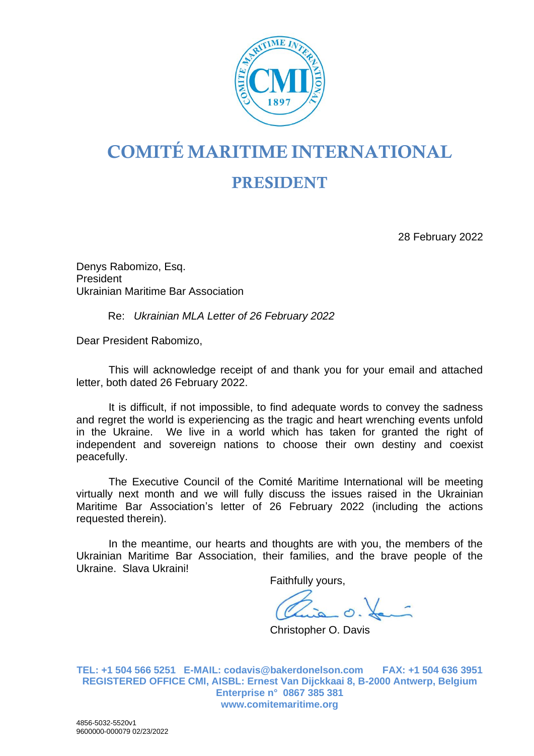# COMITÉ MARITIME INTERNATIONAL

## PRESIDENT

28 February 2022

Denys Rabomizo, Esq.
President
Ukrainian Maritime Bar Association

Re: *Ukrainian MLA Letter of 26 February 2022*

Dear President Rabomizo,

This will acknowledge receipt of and thank you for your email and attached letter, both dated 26 February 2022.

It is difficult, if not impossible, to find adequate words to convey the sadness and regret the world is experiencing as the tragic and heart wrenching events unfold in the Ukraine. We live in a world which has taken for granted the right of independent and sovereign nations to choose their own destiny and coexist peacefully.

The Executive Council of the Comité Maritime International will be meeting virtually next month and we will fully discuss the issues raised in the Ukrainian Maritime Bar Association's letter of 26 February 2022 (including the actions requested therein).

In the meantime, our hearts and thoughts are with you, the members of the Ukrainian Maritime Bar Association, their families, and the brave people of the Ukraine. Slava Ukraini!

Faithfully yours,

Christopher O. Davis

**TEL: +1 504 566 5251 E-MAIL: codavis@bakerdonelson.com FAX: +1 504 636 3951**
**REGISTERED OFFICE CMI, AISBL: Ernest Van Dijckkaai 8, B-2000 Antwerp, Belgium**
**Enterprise n° 0867 385 381**
**www.comitemaritime.org**

4856-5032-5520v1
9600000-000079 02/23/2022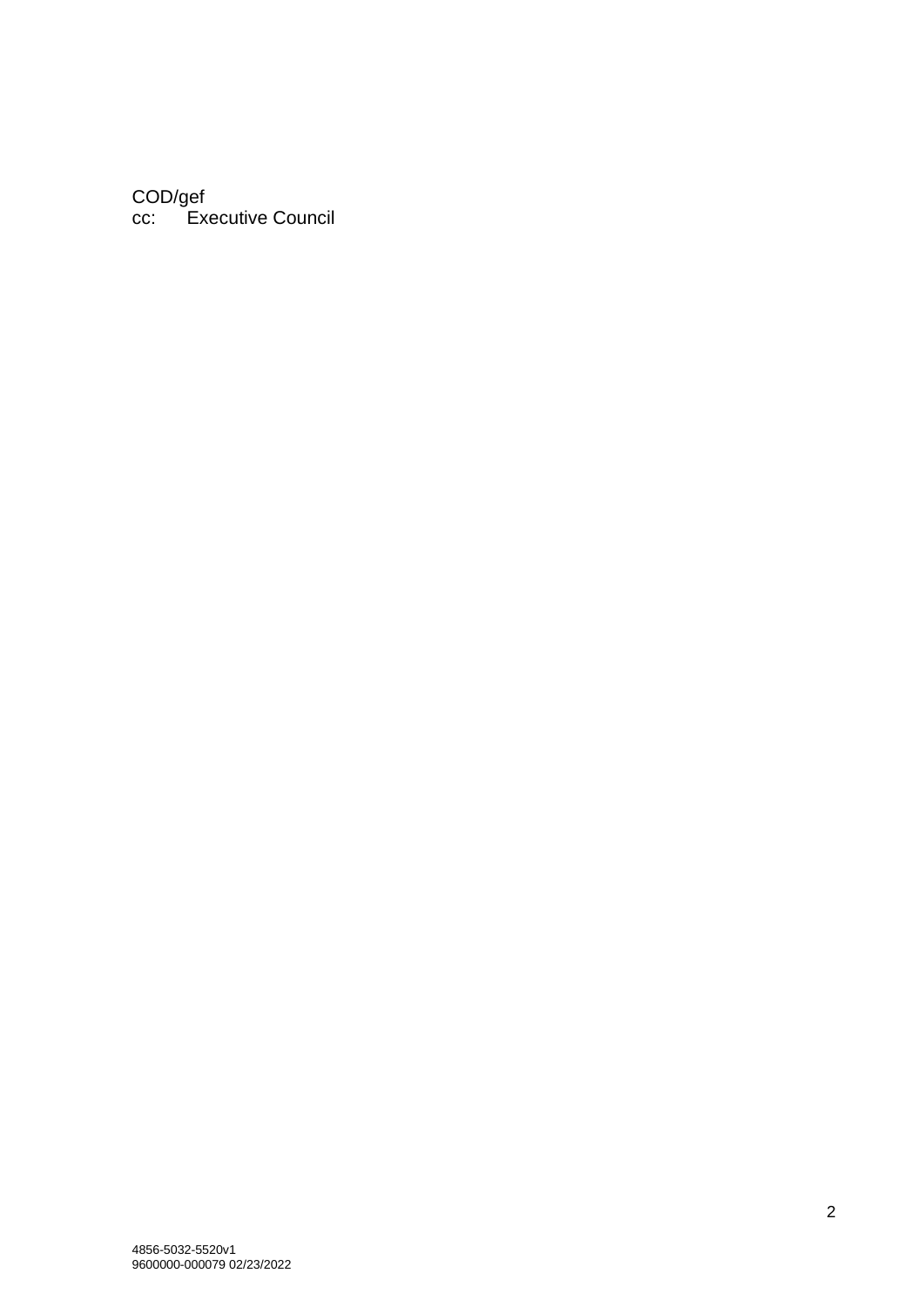COD/gef
cc: Executive Council

4856-5032-5520v1
9600000-000079 02/23/2022